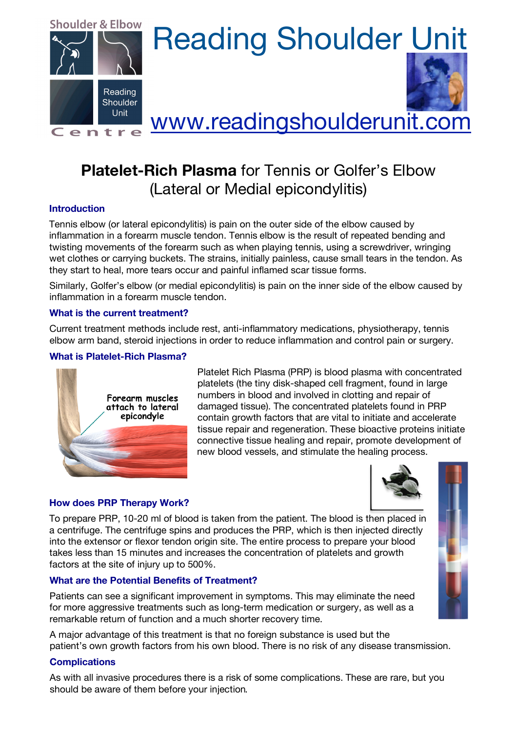# Reading Shoulder Unit

www.readingshoulderunit.com

## **Platelet-Rich Plasma** for Tennis or Golfer's Elbow (Lateral or Medial epicondylitis)

### Introduction

Tennis elbow (or lateral epicondylitis) is pain on the outer side of the elbow caused by inflammation in a forearm muscle tendon. Tennis elbow is the result of repeated bending and twisting movements of the forearm such as when playing tennis, using a screwdriver, wringing wet clothes or carrying buckets. The strains, initially painless, cause small tears in the tendon. As they start to heal, more tears occur and painful inflamed scar tissue forms.

Similarly, Golfer's elbow (or medial epicondylitis) is pain on the inner side of the elbow caused by inflammation in a forearm muscle tendon.

### What is the current treatment?

Current treatment methods include rest, anti-inflammatory medications, physiotherapy, tennis elbow arm band, steroid injections in order to reduce inflammation and control pain or surgery.

### What is Platelet-Rich Plasma?

Forearm muscles attach to lateral epicondyle

Platelet Rich Plasma (PRP) is blood plasma with concentrated platelets (the tiny disk-shaped cell fragment, found in large numbers in blood and involved in clotting and repair of damaged tissue). The concentrated platelets found in PRP contain growth factors that are vital to initiate and accelerate tissue repair and regeneration. These bioactive proteins initiate connective tissue healing and repair, promote development of new blood vessels, and stimulate the healing process.

### How does PRP Therapy Work?

To prepare PRP, 10-20 ml of blood is taken from the patient. The blood is then placed in a centrifuge. The centrifuge spins and produces the PRP, which is then injected directly into the extensor or flexor tendon origin site. The entire process to prepare your blood takes less than 15 minutes and increases the concentration of platelets and growth factors at the site of injury up to 500%.

### What are the Potential Benefits of Treatment?

Patients can see a significant improvement in symptoms. This may eliminate the need for more aggressive treatments such as long-term medication or surgery, as well as a remarkable return of function and a much shorter recovery time.

A major advantage of this treatment is that no foreign substance is used but the patient's own growth factors from his own blood. There is no risk of any disease transmission.

### Complications

As with all invasive procedures there is a risk of some complications. These are rare, but you should be aware of them before your injection.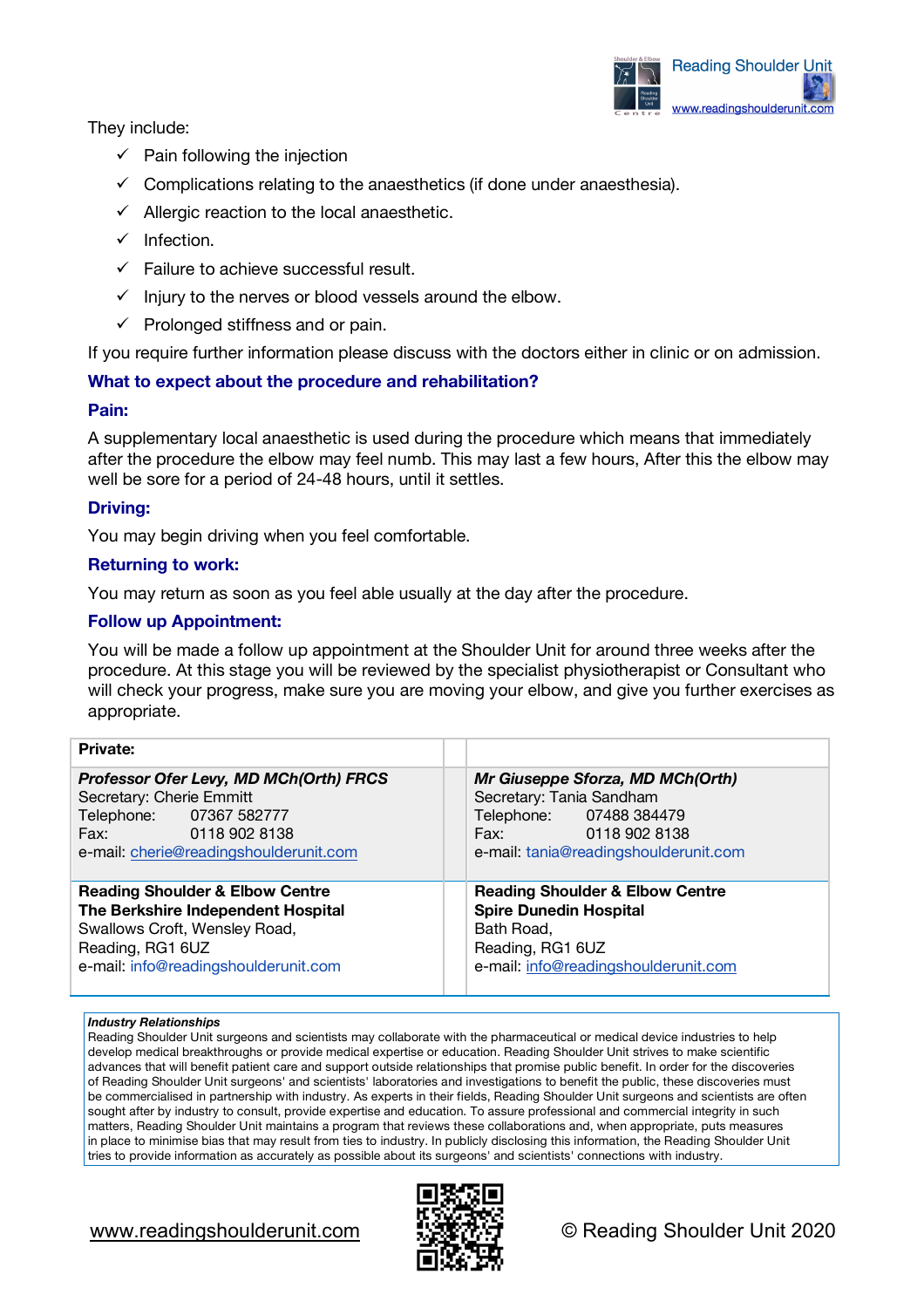They include:

- ✓ Pain following the injection
- ✓ Complications relating to the anaesthetics (if done under anaesthesia).
- ✓ Allergic reaction to the local anaesthetic.
- ✓ Infection.
- ✓ Failure to achieve successful result.
- ✓ Injury to the nerves or blood vessels around the elbow.
- ✓ Prolonged stiffness and or pain.

If you require further information please discuss with the doctors either in clinic or on admission.

### What to expect about the procedure and rehabilitation?

#### Pain:

A supplementary local anaesthetic is used during the procedure which means that immediately after the procedure the elbow may feel numb. This may last a few hours, After this the elbow may well be sore for a period of 24-48 hours, until it settles.

#### Driving:

You may begin driving when you feel comfortable.

#### Returning to work:

You may return as soon as you feel able usually at the day after the procedure.

#### Follow up Appointment:

You will be made a follow up appointment at the Shoulder Unit for around three weeks after the procedure. At this stage you will be reviewed by the specialist physiotherapist or Consultant who will check your progress, make sure you are moving your elbow, and give you further exercises as appropriate.

| **Private:** | |
|---|---|
| ***Professor Ofer Levy, MD MCh(Orth) FRCS***<br>Secretary: Cherie Emmitt<br>Telephone: 07367 582777<br>Fax: 0118 902 8138<br>e-mail: cherie@readingshoulderunit.com | ***Mr Giuseppe Sforza, MD MCh(Orth)***<br>Secretary: Tania Sandham<br>Telephone: 07488 384479<br>Fax: 0118 902 8138<br>e-mail: tania@readingshoulderunit.com |
| **Reading Shoulder & Elbow Centre**<br>**The Berkshire Independent Hospital**<br>Swallows Croft, Wensley Road,<br>Reading, RG1 6UZ<br>e-mail: info@readingshoulderunit.com | **Reading Shoulder & Elbow Centre**<br>**Spire Dunedin Hospital**<br>Bath Road,<br>Reading, RG1 6UZ<br>e-mail: info@readingshoulderunit.com |

***Industry Relationships***
Reading Shoulder Unit surgeons and scientists may collaborate with the pharmaceutical or medical device industries to help develop medical breakthroughs or provide medical expertise or education. Reading Shoulder Unit strives to make scientific advances that will benefit patient care and support outside relationships that promise public benefit. In order for the discoveries of Reading Shoulder Unit surgeons' and scientists' laboratories and investigations to benefit the public, these discoveries must be commercialised in partnership with industry. As experts in their fields, Reading Shoulder Unit surgeons and scientists are often sought after by industry to consult, provide expertise and education. To assure professional and commercial integrity in such matters, Reading Shoulder Unit maintains a program that reviews these collaborations and, when appropriate, puts measures in place to minimise bias that may result from ties to industry. In publicly disclosing this information, the Reading Shoulder Unit tries to provide information as accurately as possible about its surgeons' and scientists' connections with industry.

www.readingshoulderunit.com © Reading Shoulder Unit 2020